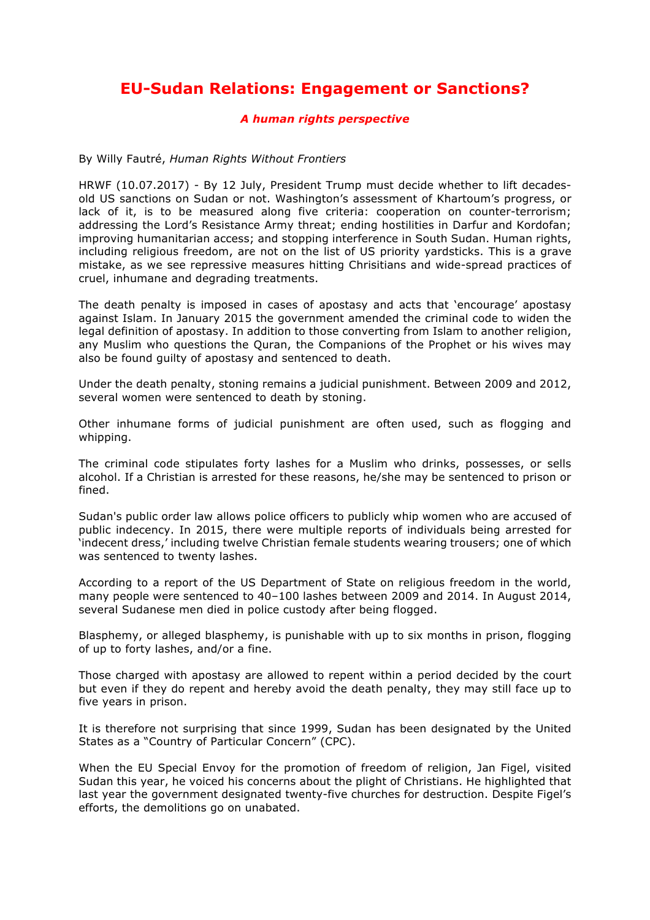# EU-Sudan Relations: Engagement or Sanctions?

***A human rights perspective***

By Willy Fautré, *Human Rights Without Frontiers*

HRWF (10.07.2017) - By 12 July, President Trump must decide whether to lift decades-old US sanctions on Sudan or not. Washington's assessment of Khartoum's progress, or lack of it, is to be measured along five criteria: cooperation on counter-terrorism; addressing the Lord's Resistance Army threat; ending hostilities in Darfur and Kordofan; improving humanitarian access; and stopping interference in South Sudan. Human rights, including religious freedom, are not on the list of US priority yardsticks. This is a grave mistake, as we see repressive measures hitting Chrisitians and wide-spread practices of cruel, inhumane and degrading treatments.

The death penalty is imposed in cases of apostasy and acts that 'encourage' apostasy against Islam. In January 2015 the government amended the criminal code to widen the legal definition of apostasy. In addition to those converting from Islam to another religion, any Muslim who questions the Quran, the Companions of the Prophet or his wives may also be found guilty of apostasy and sentenced to death.

Under the death penalty, stoning remains a judicial punishment. Between 2009 and 2012, several women were sentenced to death by stoning.

Other inhumane forms of judicial punishment are often used, such as flogging and whipping.

The criminal code stipulates forty lashes for a Muslim who drinks, possesses, or sells alcohol. If a Christian is arrested for these reasons, he/she may be sentenced to prison or fined.

Sudan's public order law allows police officers to publicly whip women who are accused of public indecency. In 2015, there were multiple reports of individuals being arrested for 'indecent dress,' including twelve Christian female students wearing trousers; one of which was sentenced to twenty lashes.

According to a report of the US Department of State on religious freedom in the world, many people were sentenced to 40–100 lashes between 2009 and 2014. In August 2014, several Sudanese men died in police custody after being flogged.

Blasphemy, or alleged blasphemy, is punishable with up to six months in prison, flogging of up to forty lashes, and/or a fine.

Those charged with apostasy are allowed to repent within a period decided by the court but even if they do repent and hereby avoid the death penalty, they may still face up to five years in prison.

It is therefore not surprising that since 1999, Sudan has been designated by the United States as a "Country of Particular Concern" (CPC).

When the EU Special Envoy for the promotion of freedom of religion, Jan Figel, visited Sudan this year, he voiced his concerns about the plight of Christians. He highlighted that last year the government designated twenty-five churches for destruction. Despite Figel's efforts, the demolitions go on unabated.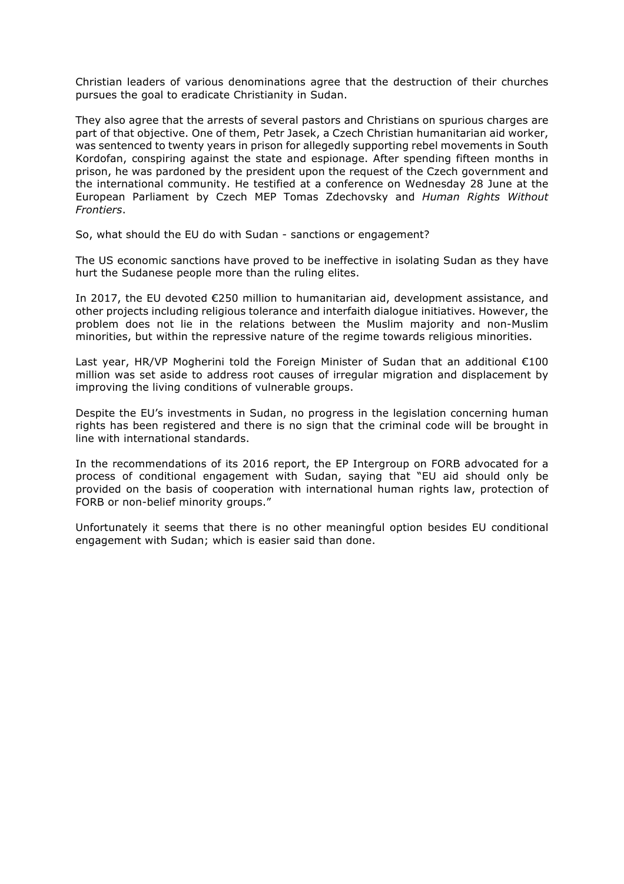Christian leaders of various denominations agree that the destruction of their churches pursues the goal to eradicate Christianity in Sudan.

They also agree that the arrests of several pastors and Christians on spurious charges are part of that objective. One of them, Petr Jasek, a Czech Christian humanitarian aid worker, was sentenced to twenty years in prison for allegedly supporting rebel movements in South Kordofan, conspiring against the state and espionage. After spending fifteen months in prison, he was pardoned by the president upon the request of the Czech government and the international community. He testified at a conference on Wednesday 28 June at the European Parliament by Czech MEP Tomas Zdechovsky and *Human Rights Without Frontiers*.

So, what should the EU do with Sudan - sanctions or engagement?

The US economic sanctions have proved to be ineffective in isolating Sudan as they have hurt the Sudanese people more than the ruling elites.

In 2017, the EU devoted €250 million to humanitarian aid, development assistance, and other projects including religious tolerance and interfaith dialogue initiatives. However, the problem does not lie in the relations between the Muslim majority and non-Muslim minorities, but within the repressive nature of the regime towards religious minorities.

Last year, HR/VP Mogherini told the Foreign Minister of Sudan that an additional €100 million was set aside to address root causes of irregular migration and displacement by improving the living conditions of vulnerable groups.

Despite the EU's investments in Sudan, no progress in the legislation concerning human rights has been registered and there is no sign that the criminal code will be brought in line with international standards.

In the recommendations of its 2016 report, the EP Intergroup on FORB advocated for a process of conditional engagement with Sudan, saying that "EU aid should only be provided on the basis of cooperation with international human rights law, protection of FORB or non-belief minority groups."

Unfortunately it seems that there is no other meaningful option besides EU conditional engagement with Sudan; which is easier said than done.